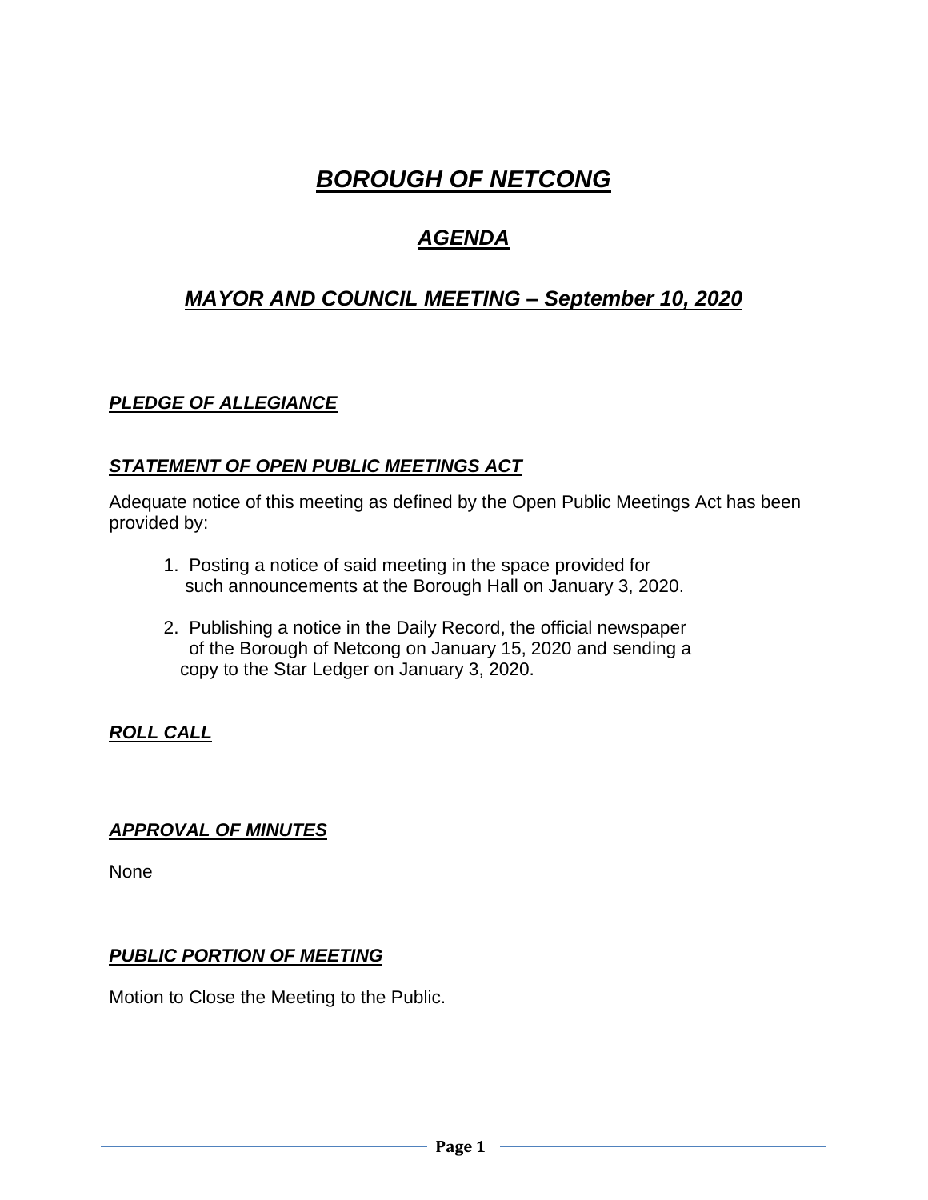# ***BOROUGH OF NETCONG***

## ***AGENDA***

## ***MAYOR AND COUNCIL MEETING – September 10, 2020***

### ***PLEDGE OF ALLEGIANCE***

### ***STATEMENT OF OPEN PUBLIC MEETINGS ACT***

Adequate notice of this meeting as defined by the Open Public Meetings Act has been provided by:

1. Posting a notice of said meeting in the space provided for such announcements at the Borough Hall on January 3, 2020.

2. Publishing a notice in the Daily Record, the official newspaper of the Borough of Netcong on January 15, 2020 and sending a copy to the Star Ledger on January 3, 2020.

### ***ROLL CALL***

### ***APPROVAL OF MINUTES***

None

### ***PUBLIC PORTION OF MEETING***

Motion to Close the Meeting to the Public.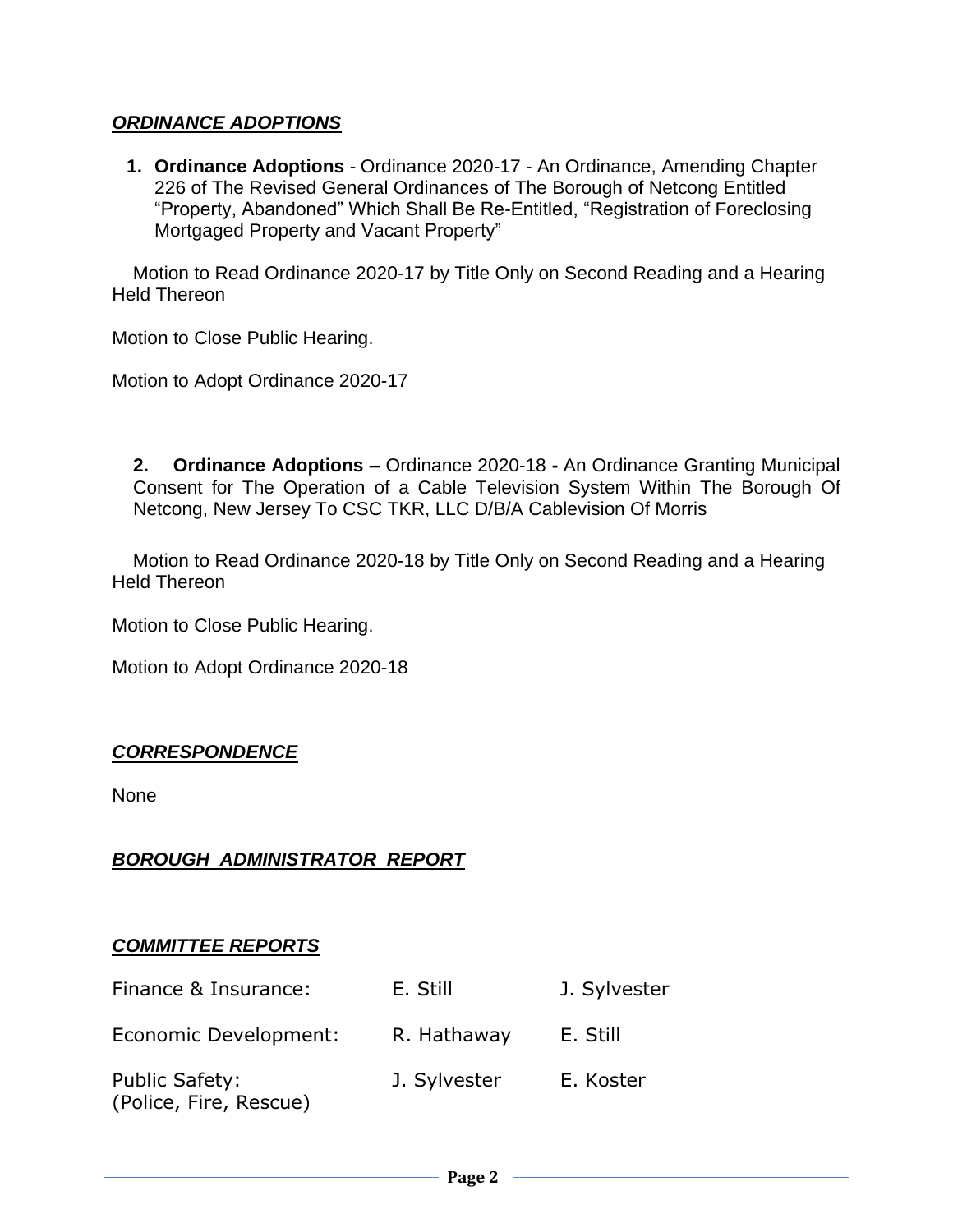## ***ORDINANCE ADOPTIONS***

1. **Ordinance Adoptions** - Ordinance 2020-17 - An Ordinance, Amending Chapter 226 of The Revised General Ordinances of The Borough of Netcong Entitled "Property, Abandoned" Which Shall Be Re-Entitled, "Registration of Foreclosing Mortgaged Property and Vacant Property"

Motion to Read Ordinance 2020-17 by Title Only on Second Reading and a Hearing Held Thereon

Motion to Close Public Hearing.

Motion to Adopt Ordinance 2020-17

2. **Ordinance Adoptions –** Ordinance 2020-18 **-** An Ordinance Granting Municipal Consent for The Operation of a Cable Television System Within The Borough Of Netcong, New Jersey To CSC TKR, LLC D/B/A Cablevision Of Morris

Motion to Read Ordinance 2020-18 by Title Only on Second Reading and a Hearing Held Thereon

Motion to Close Public Hearing.

Motion to Adopt Ordinance 2020-18

## ***CORRESPONDENCE***

None

## ***BOROUGH ADMINISTRATOR REPORT***

## ***COMMITTEE REPORTS***

| | | |
|---|---|---|
| Finance & Insurance: | E. Still | J. Sylvester |
| Economic Development: | R. Hathaway | E. Still |
| Public Safety: (Police, Fire, Rescue) | J. Sylvester | E. Koster |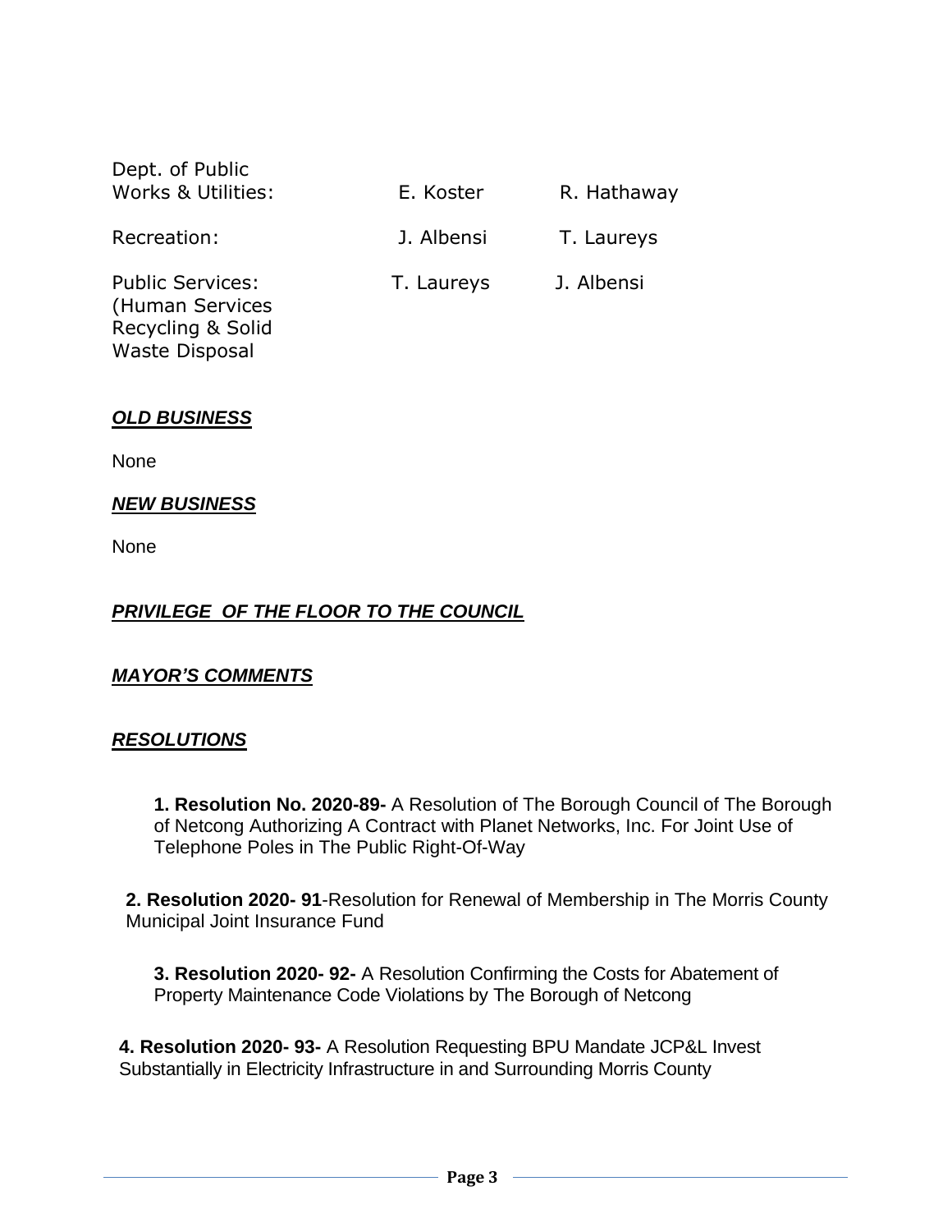| | | |
|---|---|---|
| Dept. of Public Works & Utilities: | E. Koster | R. Hathaway |
| Recreation: | J. Albensi | T. Laureys |
| Public Services: (Human Services Recycling & Solid Waste Disposal | T. Laureys | J. Albensi |

***OLD BUSINESS***

None

***NEW BUSINESS***

None

***PRIVILEGE OF THE FLOOR TO THE COUNCIL***

***MAYOR'S COMMENTS***

***RESOLUTIONS***

**1. Resolution No. 2020-89-** A Resolution of The Borough Council of The Borough of Netcong Authorizing A Contract with Planet Networks, Inc. For Joint Use of Telephone Poles in The Public Right-Of-Way

**2. Resolution 2020- 91**-Resolution for Renewal of Membership in The Morris County Municipal Joint Insurance Fund

**3. Resolution 2020- 92-** A Resolution Confirming the Costs for Abatement of Property Maintenance Code Violations by The Borough of Netcong

**4. Resolution 2020- 93-** A Resolution Requesting BPU Mandate JCP&L Invest Substantially in Electricity Infrastructure in and Surrounding Morris County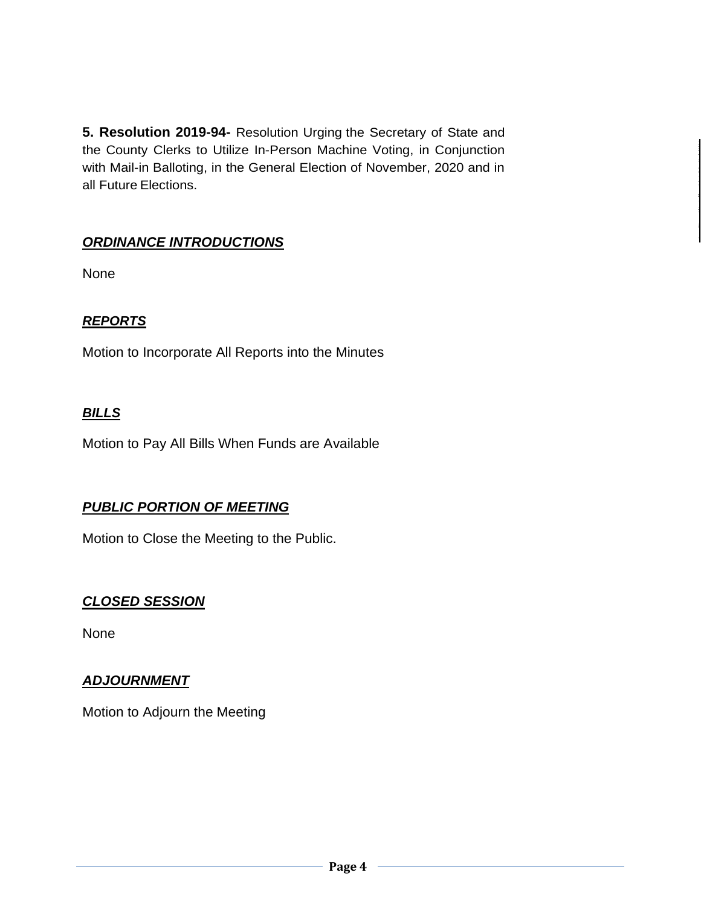**5. Resolution 2019-94-** Resolution Urging the Secretary of State and the County Clerks to Utilize In-Person Machine Voting, in Conjunction with Mail-in Balloting, in the General Election of November, 2020 and in all Future Elections.

***ORDINANCE INTRODUCTIONS***

None

***REPORTS***

Motion to Incorporate All Reports into the Minutes

***BILLS***

Motion to Pay All Bills When Funds are Available

***PUBLIC PORTION OF MEETING***

Motion to Close the Meeting to the Public.

***CLOSED SESSION***

None

***ADJOURNMENT***

Motion to Adjourn the Meeting